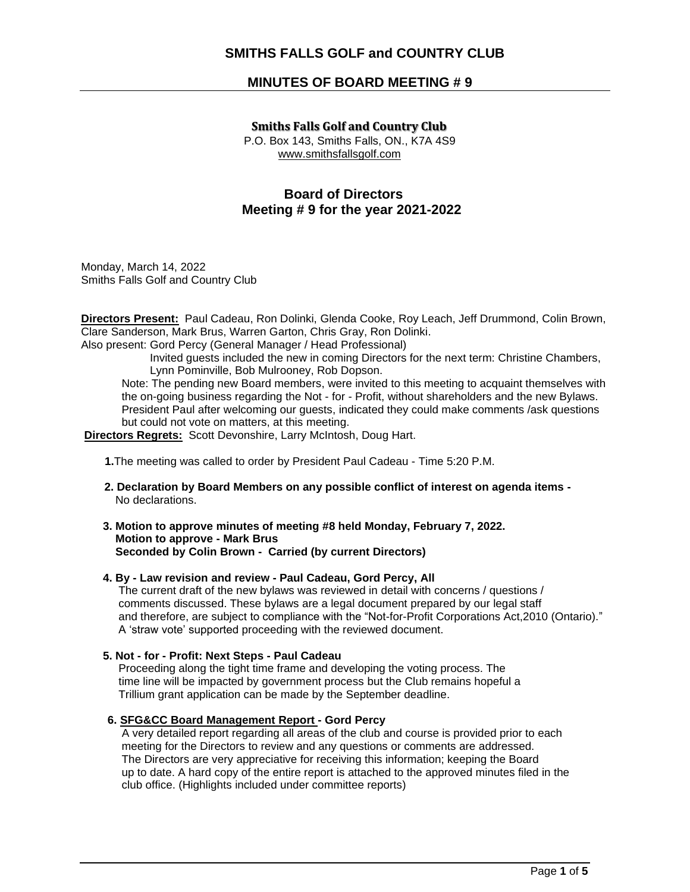# SMITHS FALLS GOLF and COUNTRY CLUB

## MINUTES OF BOARD MEETING # 9

**Smiths Falls Golf and Country Club**
P.O. Box 143, Smiths Falls, ON., K7A 4S9
www.smithsfallsgolf.com

### Board of Directors
### Meeting # 9 for the year 2021-2022

Monday, March 14, 2022
Smiths Falls Golf and Country Club

**Directors Present:** Paul Cadeau, Ron Dolinki, Glenda Cooke, Roy Leach, Jeff Drummond, Colin Brown, Clare Sanderson, Mark Brus, Warren Garton, Chris Gray, Ron Dolinki.
Also present: Gord Percy (General Manager / Head Professional)
Invited guests included the new in coming Directors for the next term: Christine Chambers, Lynn Pominville, Bob Mulrooney, Rob Dopson.
Note: The pending new Board members, were invited to this meeting to acquaint themselves with the on-going business regarding the Not - for - Profit, without shareholders and the new Bylaws. President Paul after welcoming our guests, indicated they could make comments /ask questions but could not vote on matters, at this meeting.
**Directors Regrets:** Scott Devonshire, Larry McIntosh, Doug Hart.

**1.** The meeting was called to order by President Paul Cadeau - Time 5:20 P.M.

**2. Declaration by Board Members on any possible conflict of interest on agenda items -**
No declarations.

**3. Motion to approve minutes of meeting #8 held Monday, February 7, 2022.**
**Motion to approve - Mark Brus**
**Seconded by Colin Brown - Carried (by current Directors)**

**4. By - Law revision and review - Paul Cadeau, Gord Percy, All**
The current draft of the new bylaws was reviewed in detail with concerns / questions / comments discussed. These bylaws are a legal document prepared by our legal staff and therefore, are subject to compliance with the "Not-for-Profit Corporations Act,2010 (Ontario)." A 'straw vote' supported proceeding with the reviewed document.

**5. Not - for - Profit: Next Steps - Paul Cadeau**
Proceeding along the tight time frame and developing the voting process. The time line will be impacted by government process but the Club remains hopeful a Trillium grant application can be made by the September deadline.

**6. SFG&CC Board Management Report - Gord Percy**
A very detailed report regarding all areas of the club and course is provided prior to each meeting for the Directors to review and any questions or comments are addressed. The Directors are very appreciative for receiving this information; keeping the Board up to date. A hard copy of the entire report is attached to the approved minutes filed in the club office. (Highlights included under committee reports)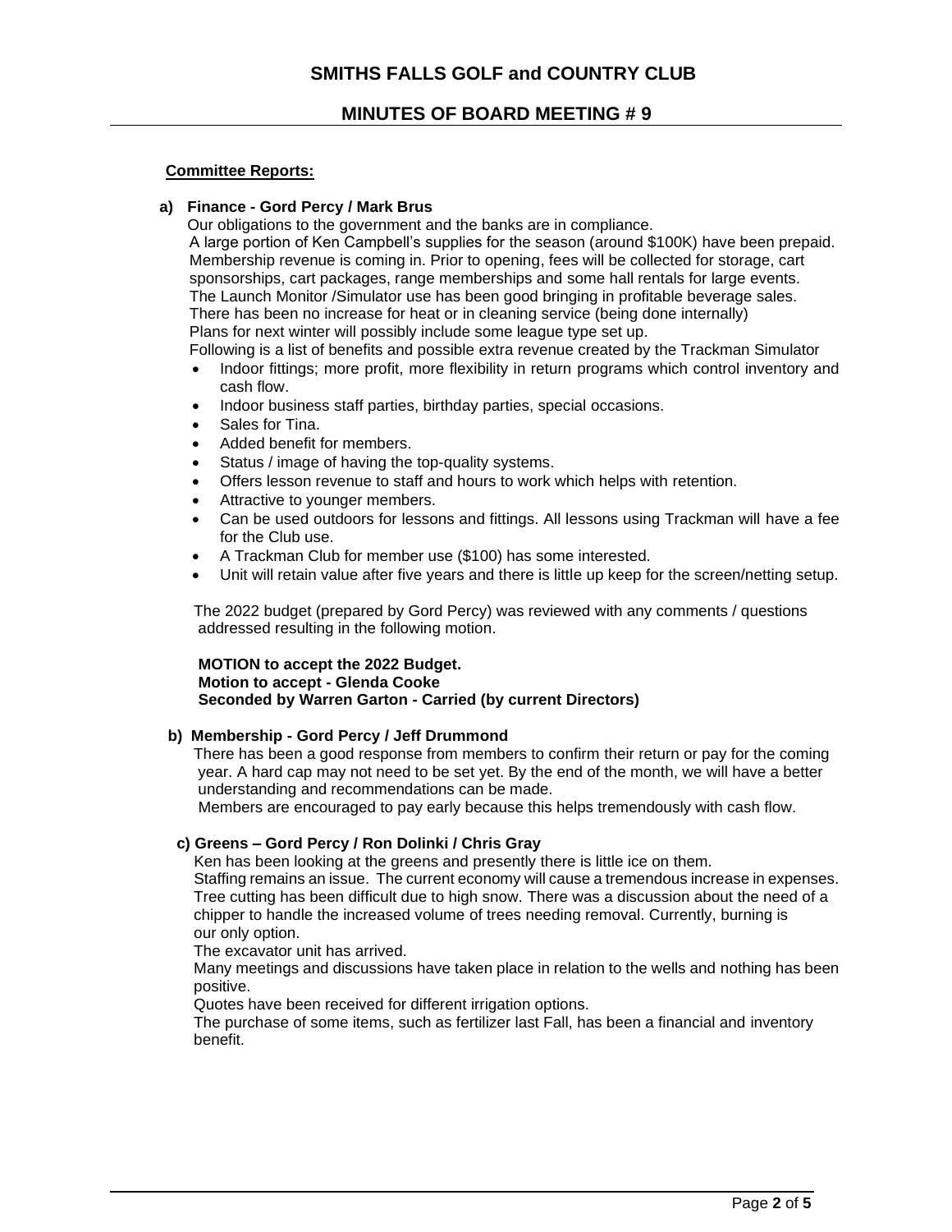**Committee Reports:**

**a) Finance - Gord Percy / Mark Brus**

Our obligations to the government and the banks are in compliance.
A large portion of Ken Campbell's supplies for the season (around $100K) have been prepaid.
Membership revenue is coming in. Prior to opening, fees will be collected for storage, cart sponsorships, cart packages, range memberships and some hall rentals for large events.
The Launch Monitor /Simulator use has been good bringing in profitable beverage sales.
There has been no increase for heat or in cleaning service (being done internally)
Plans for next winter will possibly include some league type set up.
Following is a list of benefits and possible extra revenue created by the Trackman Simulator

- Indoor fittings; more profit, more flexibility in return programs which control inventory and cash flow.
- Indoor business staff parties, birthday parties, special occasions.
- Sales for Tina.
- Added benefit for members.
- Status / image of having the top-quality systems.
- Offers lesson revenue to staff and hours to work which helps with retention.
- Attractive to younger members.
- Can be used outdoors for lessons and fittings. All lessons using Trackman will have a fee for the Club use.
- A Trackman Club for member use ($100) has some interested.
- Unit will retain value after five years and there is little up keep for the screen/netting setup.

The 2022 budget (prepared by Gord Percy) was reviewed with any comments / questions addressed resulting in the following motion.

**MOTION to accept the 2022 Budget.**
**Motion to accept - Glenda Cooke**
**Seconded by Warren Garton - Carried (by current Directors)**

**b) Membership - Gord Percy / Jeff Drummond**

There has been a good response from members to confirm their return or pay for the coming year. A hard cap may not need to be set yet. By the end of the month, we will have a better understanding and recommendations can be made.
Members are encouraged to pay early because this helps tremendously with cash flow.

**c) Greens – Gord Percy / Ron Dolinki / Chris Gray**

Ken has been looking at the greens and presently there is little ice on them.
Staffing remains an issue. The current economy will cause a tremendous increase in expenses.
Tree cutting has been difficult due to high snow. There was a discussion about the need of a chipper to handle the increased volume of trees needing removal. Currently, burning is our only option.
The excavator unit has arrived.
Many meetings and discussions have taken place in relation to the wells and nothing has been positive.
Quotes have been received for different irrigation options.
The purchase of some items, such as fertilizer last Fall, has been a financial and inventory benefit.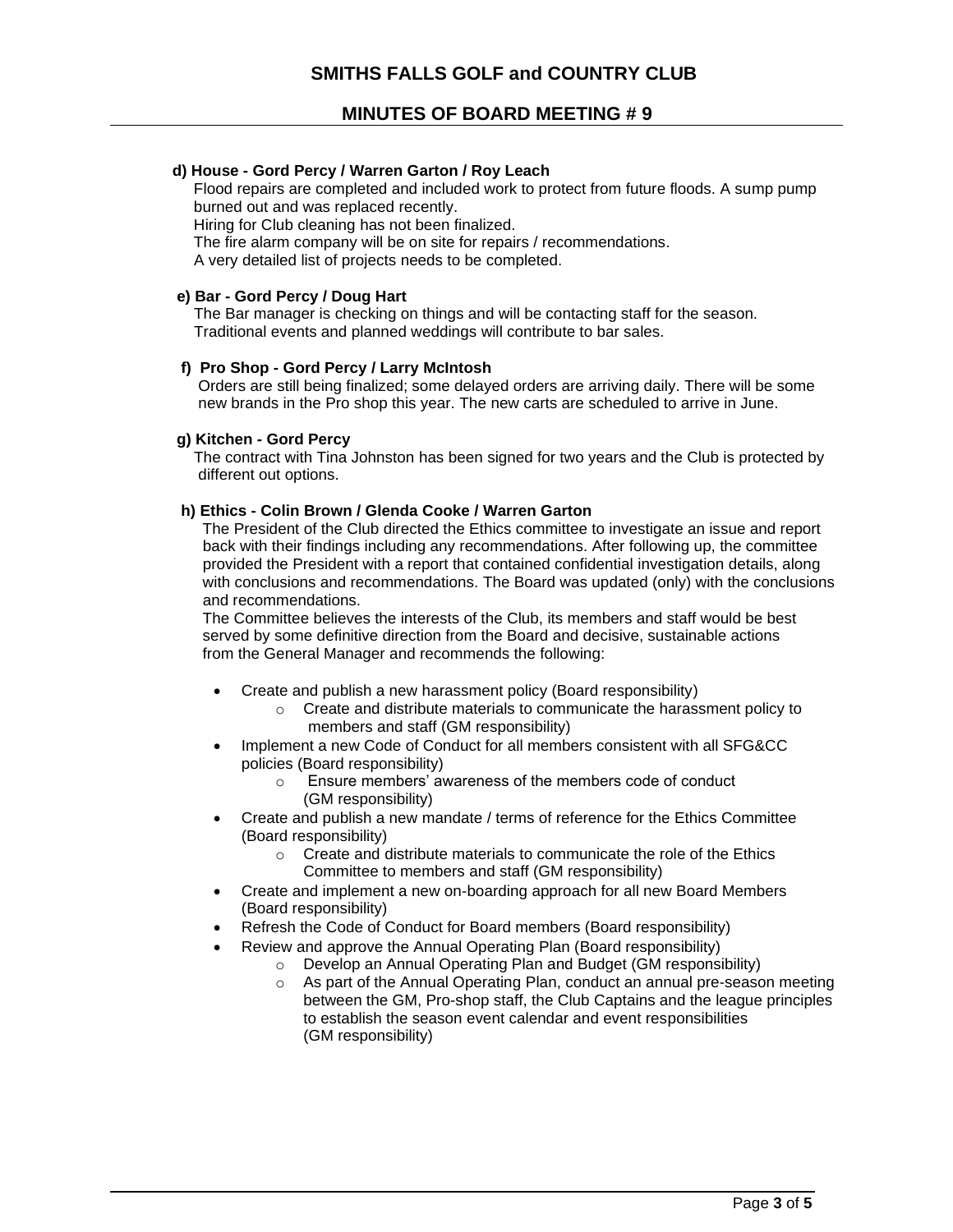**d) House - Gord Percy / Warren Garton / Roy Leach**

Flood repairs are completed and included work to protect from future floods. A sump pump burned out and was replaced recently.
Hiring for Club cleaning has not been finalized.
The fire alarm company will be on site for repairs / recommendations.
A very detailed list of projects needs to be completed.

**e) Bar - Gord Percy / Doug Hart**

The Bar manager is checking on things and will be contacting staff for the season.
Traditional events and planned weddings will contribute to bar sales.

**f) Pro Shop - Gord Percy / Larry McIntosh**

Orders are still being finalized; some delayed orders are arriving daily. There will be some new brands in the Pro shop this year. The new carts are scheduled to arrive in June.

**g) Kitchen - Gord Percy**

The contract with Tina Johnston has been signed for two years and the Club is protected by different out options.

**h) Ethics - Colin Brown / Glenda Cooke / Warren Garton**

The President of the Club directed the Ethics committee to investigate an issue and report back with their findings including any recommendations. After following up, the committee provided the President with a report that contained confidential investigation details, along with conclusions and recommendations. The Board was updated (only) with the conclusions and recommendations.
The Committee believes the interests of the Club, its members and staff would be best served by some definitive direction from the Board and decisive, sustainable actions from the General Manager and recommends the following:

- Create and publish a new harassment policy (Board responsibility)
  - Create and distribute materials to communicate the harassment policy to members and staff (GM responsibility)
- Implement a new Code of Conduct for all members consistent with all SFG&CC policies (Board responsibility)
  - Ensure members' awareness of the members code of conduct (GM responsibility)
- Create and publish a new mandate / terms of reference for the Ethics Committee (Board responsibility)
  - Create and distribute materials to communicate the role of the Ethics Committee to members and staff (GM responsibility)
- Create and implement a new on-boarding approach for all new Board Members (Board responsibility)
- Refresh the Code of Conduct for Board members (Board responsibility)
- Review and approve the Annual Operating Plan (Board responsibility)
  - Develop an Annual Operating Plan and Budget (GM responsibility)
  - As part of the Annual Operating Plan, conduct an annual pre-season meeting between the GM, Pro-shop staff, the Club Captains and the league principles to establish the season event calendar and event responsibilities (GM responsibility)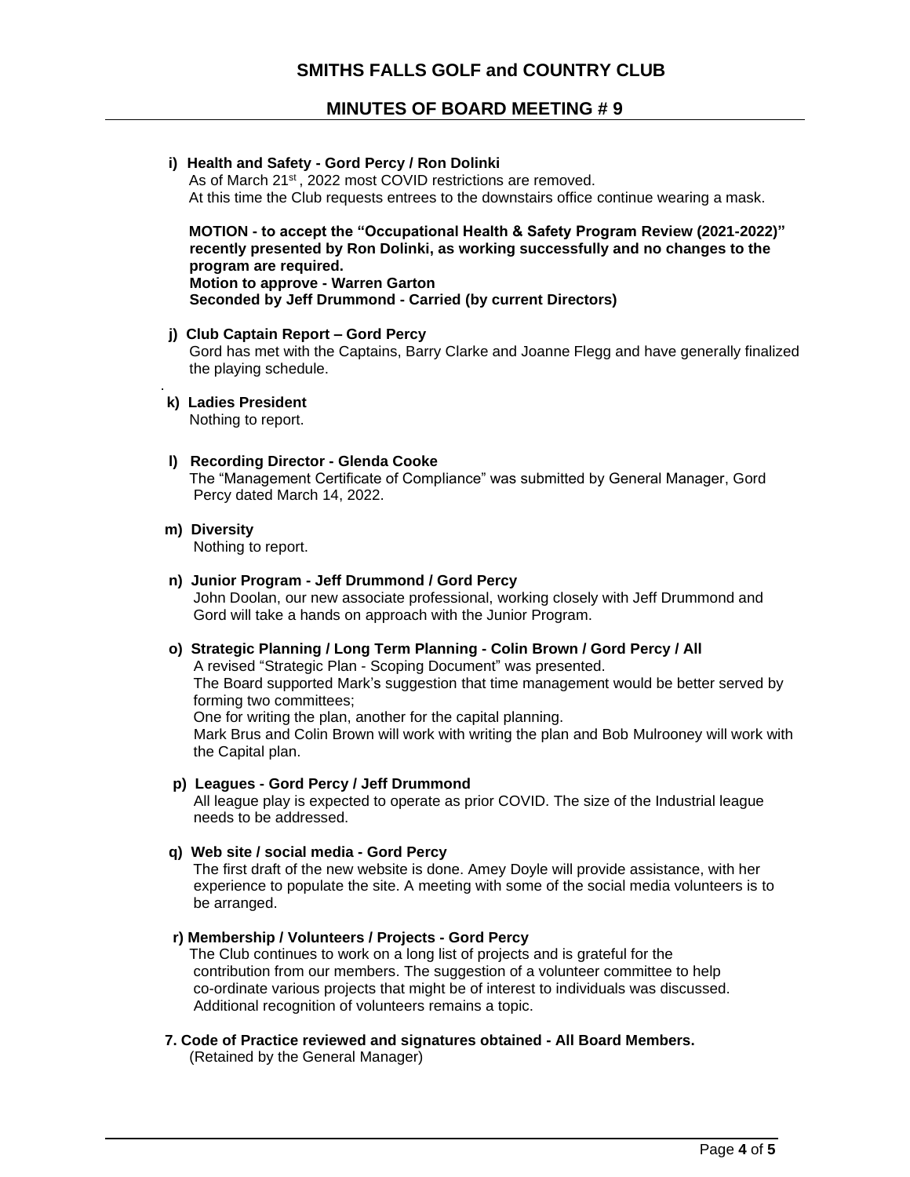# SMITHS FALLS GOLF and COUNTRY CLUB

## MINUTES OF BOARD MEETING # 9

**i) Health and Safety - Gord Percy / Ron Dolinki**

As of March 21st, 2022 most COVID restrictions are removed.
At this time the Club requests entrees to the downstairs office continue wearing a mask.

**MOTION - to accept the "Occupational Health & Safety Program Review (2021-2022)" recently presented by Ron Dolinki, as working successfully and no changes to the program are required.**
**Motion to approve - Warren Garton**
**Seconded by Jeff Drummond - Carried (by current Directors)**

**j) Club Captain Report – Gord Percy**

Gord has met with the Captains, Barry Clarke and Joanne Flegg and have generally finalized the playing schedule.

**k) Ladies President**

Nothing to report.

**l) Recording Director - Glenda Cooke**

The "Management Certificate of Compliance" was submitted by General Manager, Gord Percy dated March 14, 2022.

**m) Diversity**

Nothing to report.

**n) Junior Program - Jeff Drummond / Gord Percy**

John Doolan, our new associate professional, working closely with Jeff Drummond and Gord will take a hands on approach with the Junior Program.

**o) Strategic Planning / Long Term Planning - Colin Brown / Gord Percy / All**

A revised "Strategic Plan - Scoping Document" was presented.
The Board supported Mark's suggestion that time management would be better served by forming two committees;
One for writing the plan, another for the capital planning.
Mark Brus and Colin Brown will work with writing the plan and Bob Mulrooney will work with the Capital plan.

**p) Leagues - Gord Percy / Jeff Drummond**

All league play is expected to operate as prior COVID. The size of the Industrial league needs to be addressed.

**q) Web site / social media - Gord Percy**

The first draft of the new website is done. Amey Doyle will provide assistance, with her experience to populate the site. A meeting with some of the social media volunteers is to be arranged.

**r) Membership / Volunteers / Projects - Gord Percy**

The Club continues to work on a long list of projects and is grateful for the contribution from our members. The suggestion of a volunteer committee to help co-ordinate various projects that might be of interest to individuals was discussed. Additional recognition of volunteers remains a topic.

**7. Code of Practice reviewed and signatures obtained - All Board Members.**

(Retained by the General Manager)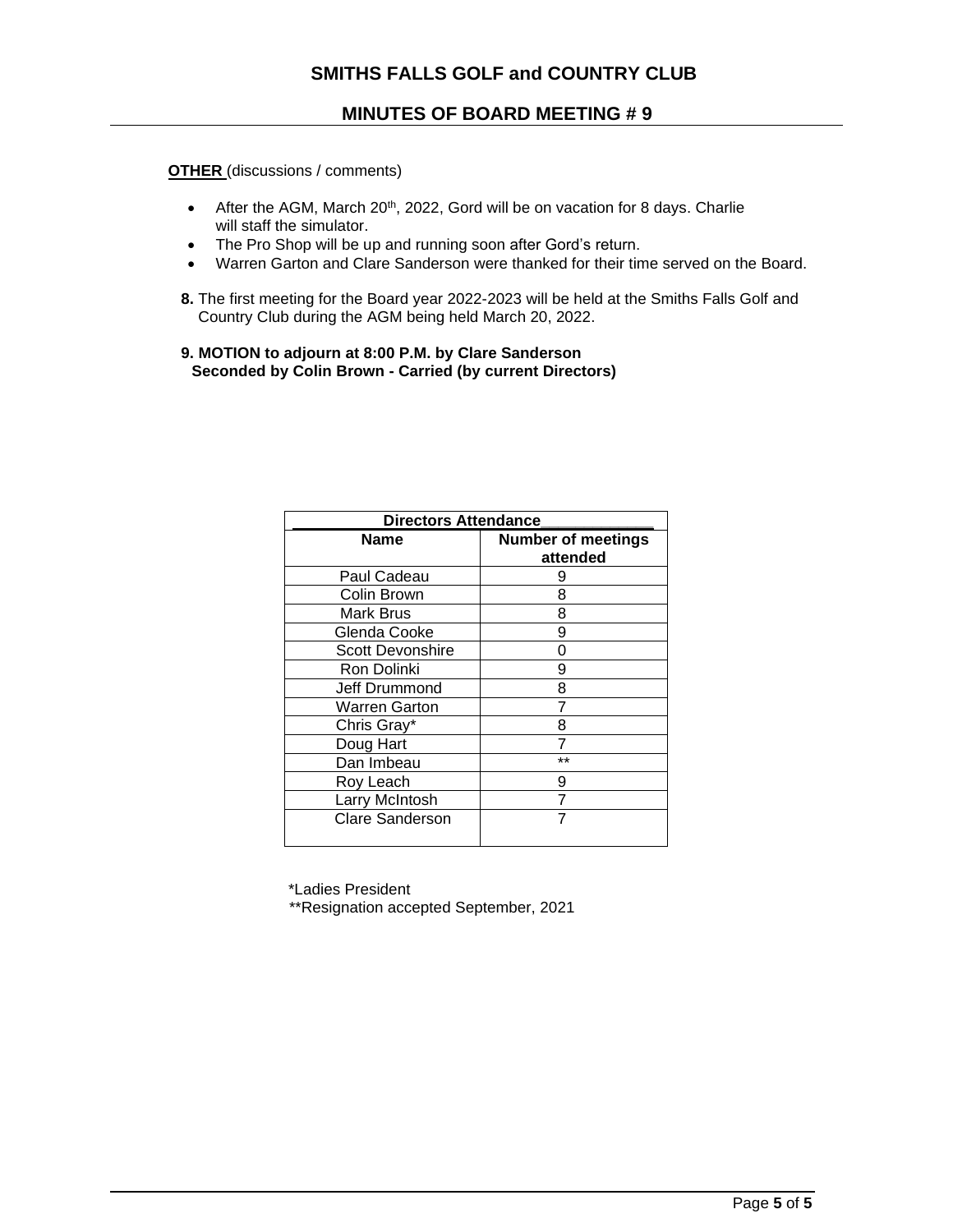## SMITHS FALLS GOLF and COUNTRY CLUB

## MINUTES OF BOARD MEETING # 9

**OTHER** (discussions / comments)

- After the AGM, March 20th, 2022, Gord will be on vacation for 8 days. Charlie will staff the simulator.
- The Pro Shop will be up and running soon after Gord's return.
- Warren Garton and Clare Sanderson were thanked for their time served on the Board.

**8.** The first meeting for the Board year 2022-2023 will be held at the Smiths Falls Golf and Country Club during the AGM being held March 20, 2022.

**9. MOTION to adjourn at 8:00 P.M. by Clare Sanderson**
**Seconded by Colin Brown - Carried (by current Directors)**

| Directors Attendance | |
|---|---|
| **Name** | **Number of meetings attended** |
| Paul Cadeau | 9 |
| Colin Brown | 8 |
| Mark Brus | 8 |
| Glenda Cooke | 9 |
| Scott Devonshire | 0 |
| Ron Dolinki | 9 |
| Jeff Drummond | 8 |
| Warren Garton | 7 |
| Chris Gray* | 8 |
| Doug Hart | 7 |
| Dan Imbeau | ** |
| Roy Leach | 9 |
| Larry McIntosh | 7 |
| Clare Sanderson | 7 |

*Ladies President
**Resignation accepted September, 2021